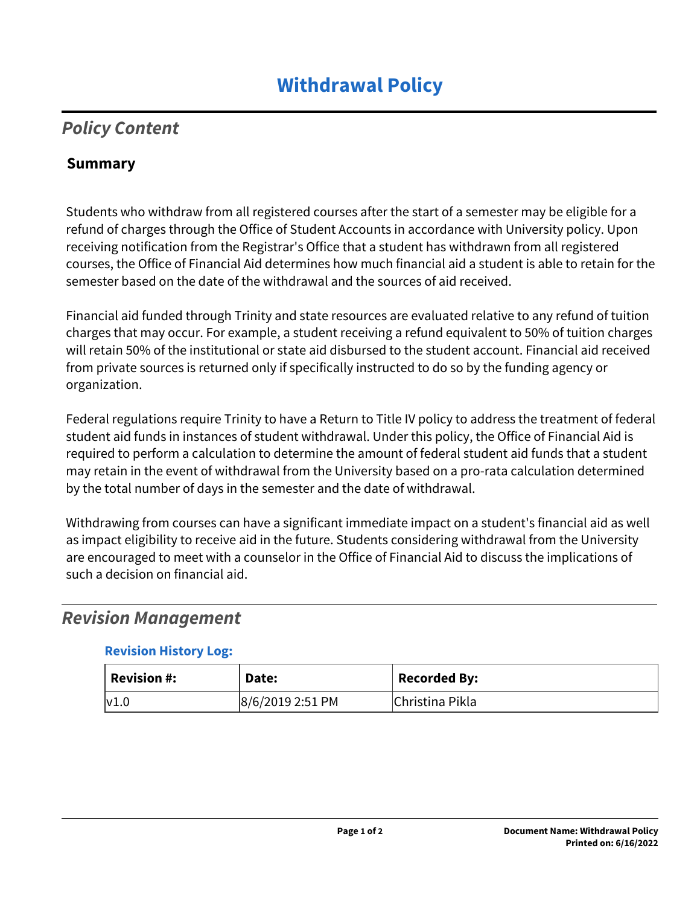# Withdrawal Policy

## *Policy Content*

### Summary

Students who withdraw from all registered courses after the start of a semester may be eligible for a refund of charges through the Office of Student Accounts in accordance with University policy. Upon receiving notification from the Registrar's Office that a student has withdrawn from all registered courses, the Office of Financial Aid determines how much financial aid a student is able to retain for the semester based on the date of the withdrawal and the sources of aid received.

Financial aid funded through Trinity and state resources are evaluated relative to any refund of tuition charges that may occur. For example, a student receiving a refund equivalent to 50% of tuition charges will retain 50% of the institutional or state aid disbursed to the student account. Financial aid received from private sources is returned only if specifically instructed to do so by the funding agency or organization.

Federal regulations require Trinity to have a Return to Title IV policy to address the treatment of federal student aid funds in instances of student withdrawal. Under this policy, the Office of Financial Aid is required to perform a calculation to determine the amount of federal student aid funds that a student may retain in the event of withdrawal from the University based on a pro-rata calculation determined by the total number of days in the semester and the date of withdrawal.

Withdrawing from courses can have a significant immediate impact on a student's financial aid as well as impact eligibility to receive aid in the future. Students considering withdrawal from the University are encouraged to meet with a counselor in the Office of Financial Aid to discuss the implications of such a decision on financial aid.

## *Revision Management*

**Revision History Log:**

| Revision #: | Date: | Recorded By: |
|---|---|---|
| v1.0 | 8/6/2019 2:51 PM | Christina Pikla |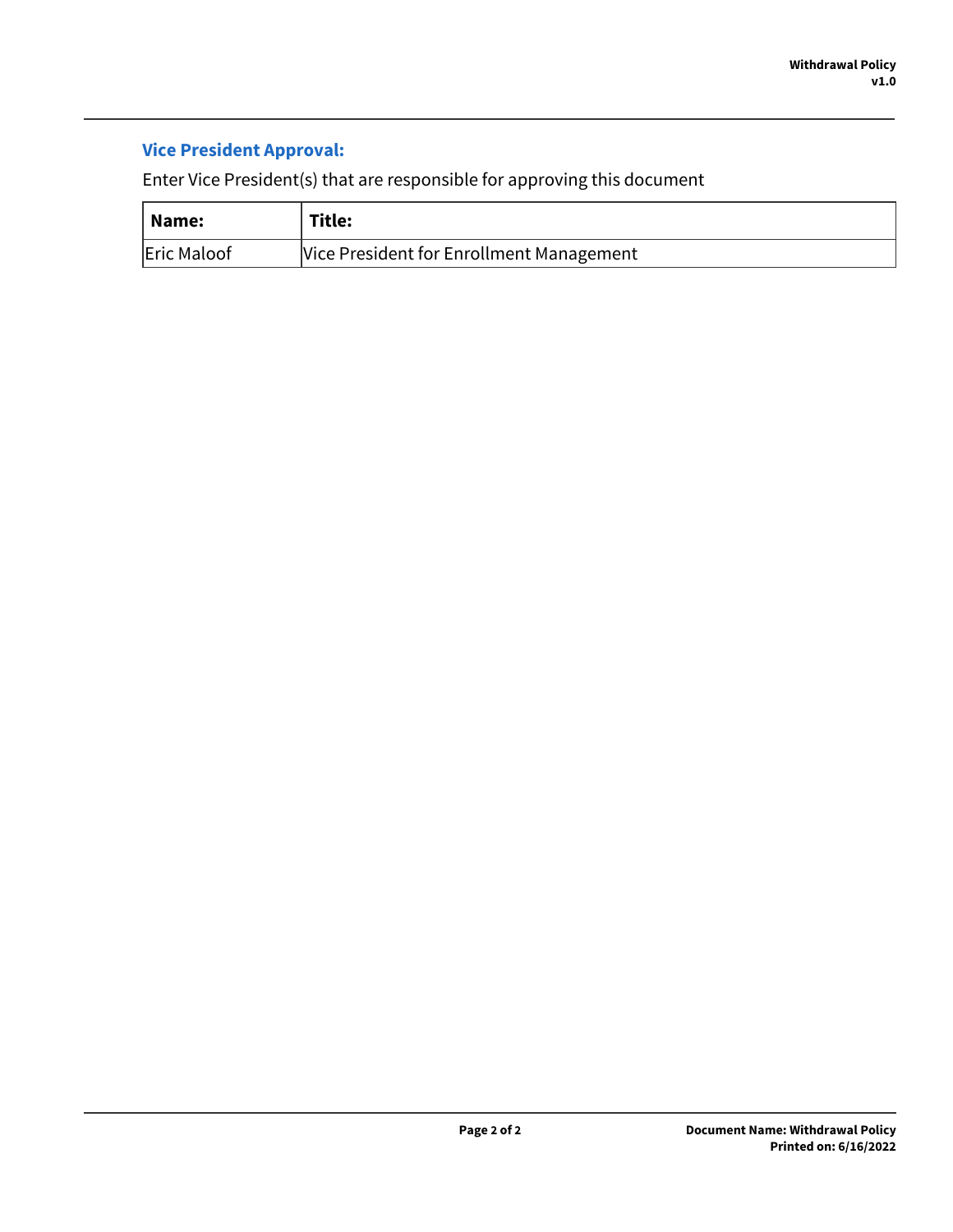### Vice President Approval:

Enter Vice President(s) that are responsible for approving this document

| Name: | Title: |
|---|---|
| Eric Maloof | Vice President for Enrollment Management |